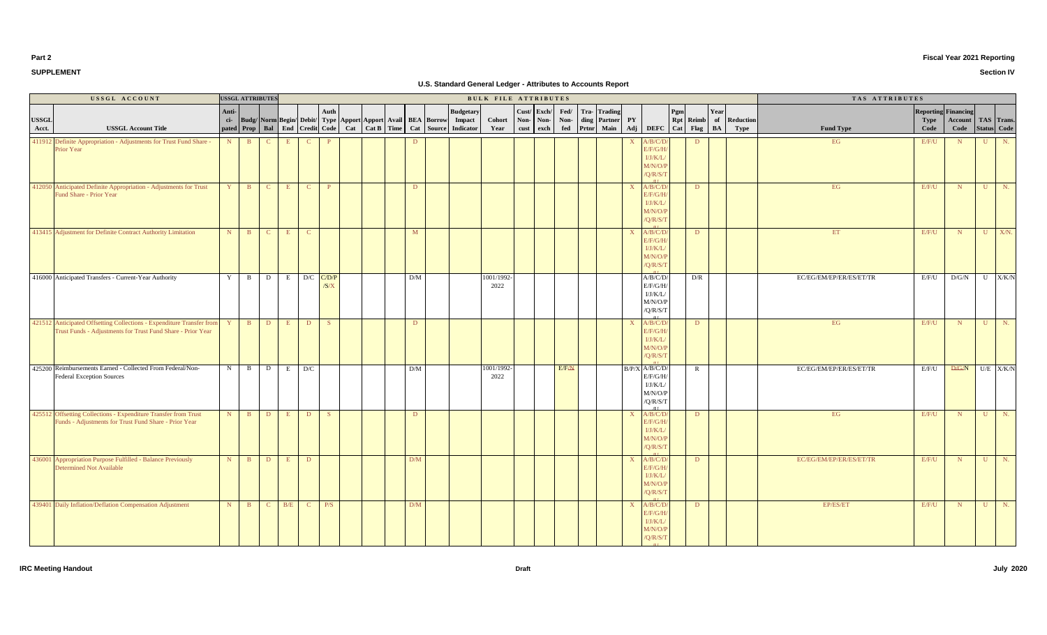## Part 2

## SUPPLEMENT

**Fiscal Year 2021 Reporting**

**Section IV**

# U.S. Standard General Ledger - Attributes to Accounts Report

| USSGL ACCOUNT | | USSGL ATTRIBUTES | | | BULK FILE ATTRIBUTES | | | | | | | | | | | | | | | | | | | | | | | | | TAS ATTRIBUTES | | | | |
|---|---|---|---|---|---|---|---|---|---|---|---|---|---|---|---|---|---|---|---|---|---|---|---|---|---|---|---|---|---|---|---|---|---|---|
| USSGL Acct. | USSGL Account Title | Anti-ci-pated | Budg/ Prop | Norm Bal | Begin/ End | Debit/ Credit | Auth Type Code | Apport Cat | Apport Cat B | Avail Time | BEA Cat | Borrow Source | Budgetary Impact Indicator | Cohort Year | Cust/ Non-cust | Exch/ Non-exch | Fed/ Non-fed | Tra-ding Prtnr | Trading Partner Main | PY Adj | DEFC | Pgm Rpt Cat | Reimb Flag | Year of BA | Reduction Type | Fund Type | Reporting Type Code | Financing Account Code | TAS Status | Trans. Code |
| 411912 | Definite Appropriation - Adjustments for Trust Fund Share - Prior Year | N | B | C | E | C | P | | | | D | | | | | | | | | X | A/B/C/D/E/F/G/H/I/J/K/L/M/N/O/P/Q/R/S/T/U | | D | | | EG | E/F/U | N | U | N. |
| 412050 | Anticipated Definite Appropriation - Adjustments for Trust Fund Share - Prior Year | Y | B | C | E | C | P | | | | D | | | | | | | | | X | A/B/C/D/E/F/G/H/I/J/K/L/M/N/O/P/Q/R/S/T/U | | D | | | EG | E/F/U | N | U | N. |
| 413415 | Adjustment for Definite Contract Authority Limitation | N | B | C | E | C | | | | | M | | | | | | | | | X | A/B/C/D/E/F/G/H/I/J/K/L/M/N/O/P/Q/R/S/T/U | | D | | | ET | E/F/U | N | U | X/N. |
| 416000 | Anticipated Transfers - Current-Year Authority | Y | B | D | E | D/C | C/D/P/S/X | | | | D/M | | | 1001/1992-2022 | | | | | | | A/B/C/D/E/F/G/H/I/J/K/L/M/N/O/P/Q/R/S/T/U | | D/R | | | EC/EG/EM/EP/ER/ES/ET/TR | E/F/U | D/G/N | U | X/K/N |
| 421512 | Anticipated Offsetting Collections - Expenditure Transfer from Trust Funds - Adjustments for Trust Fund Share - Prior Year | Y | B | D | E | D | S | | | | D | | | | | | | | | X | A/B/C/D/E/F/G/H/I/J/K/L/M/N/O/P/Q/R/S/T/U | | D | | | EG | E/F/U | N | U | N. |
| 425200 | Reimbursements Earned - Collected From Federal/Non-Federal Exception Sources | N | B | D | E | D/C | | | | | D/M | | | 1001/1992-2022 | | | E/F/N | | | B/P/X | A/B/C/D/E/F/G/H/I/J/K/L/M/N/O/P/Q/R/S/T/U | | R | | | EC/EG/EM/EP/ER/ES/ET/TR | E/F/U | D/G/N | U/E | X/K/N |
| 425512 | Offsetting Collections - Expenditure Transfer from Trust Funds - Adjustments for Trust Fund Share - Prior Year | N | B | D | E | D | S | | | | D | | | | | | | | | X | A/B/C/D/E/F/G/H/I/J/K/L/M/N/O/P/Q/R/S/T/U | | D | | | EG | E/F/U | N | U | N. |
| 436001 | Appropriation Purpose Fulfilled - Balance Previously Determined Not Available | N | B | D | E | D | | | | | D/M | | | | | | | | | X | A/B/C/D/E/F/G/H/I/J/K/L/M/N/O/P/Q/R/S/T/U | | D | | | EC/EG/EM/EP/ER/ES/ET/TR | E/F/U | N | U | N. |
| 439401 | Daily Inflation/Deflation Compensation Adjustment | N | B | C | B/E | C | P/S | | | | D/M | | | | | | | | | X | A/B/C/D/E/F/G/H/I/J/K/L/M/N/O/P/Q/R/S/T/U | | D | | | EP/ES/ET | E/F/U | N | U | N. |

**IRC Meeting Handout** — **Draft** — **July 2020**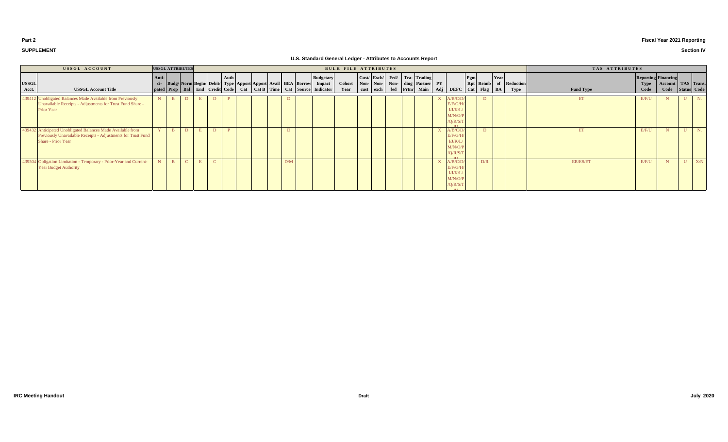**Part 2**

**SUPPLEMENT**

**Fiscal Year 2021 Reporting**

**Section IV**

### U.S. Standard General Ledger - Attributes to Accounts Report

| USSGL ACCOUNT | | USSGL ATTRIBUTES | | | BULK FILE ATTRIBUTES | | | | | | | | | | | | | | | | | | | | | | | | TAS ATTRIBUTES | | | | |
|---|---|---|---|---|---|---|---|---|---|---|---|---|---|---|---|---|---|---|---|---|---|---|---|---|---|---|---|---|---|---|---|---|---|
| USSGL Acct. | USSGL Account Title | Anti-ci-pated | Budg/ Prop | Norm Bal | Begin/ End | Debit/ Credit | Auth Type Code | Apport Cat | Apport Cat B | Avail Time | BEA Cat | Borrow Source | Budgetary Impact Indicator | Cohort Year | Cust/ Non-cust | Exch/ Non-exch | Fed/ Non-fed | Tra-ding Prtnr | Trading Partner Main | PY Adj | DEFC | Pgm Rpt Cat | Reimb Flag | Year of BA | Reduction Type | Fund Type | Reporting Type Code | Financing Account Code | TAS Status | Trans. Code |
| 439412 | Unobligated Balances Made Available from Previously Unavailable Receipts - Adjustments for Trust Fund Share - Prior Year | N | B | D | E | D | P | | | | D | | | | | | | | | X | A/B/C/D/E/F/G/H/I/J/K/L/M/N/O/P/Q/R/S/T/U | | D | | | ET | E/F/U | N | U | N. |
| 439432 | Anticipated Unobligated Balances Made Available from Previously Unavailable Receipts - Adjustments for Trust Fund Share - Prior Year | Y | B | D | E | D | P | | | | D | | | | | | | | | X | A/B/C/D/E/F/G/H/I/J/K/L/M/N/O/P/Q/R/S/T/U | | D | | | ET | E/F/U | N | U | N. |
| 439504 | Obligation Limitation - Temporary - Prior-Year and Current-Year Budget Authority | N | B | C | E | C | | | | | D/M | | | | | | | | | X | A/B/C/D/E/F/G/H/I/J/K/L/M/N/O/P/Q/R/S/T/U | | D/R | | | ER/ES/ET | E/F/U | N | U | X/N |

**IRC Meeting Handout** Draft **July 2020**